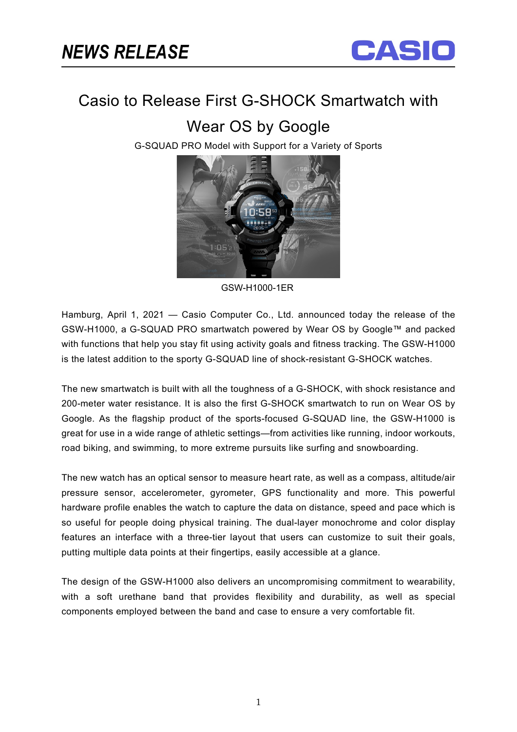NEWS RELEASE

CASIO

# Casio to Release First G-SHOCK Smartwatch with Wear OS by Google

G-SQUAD PRO Model with Support for a Variety of Sports

GSW-H1000-1ER

Hamburg, April 1, 2021 — Casio Computer Co., Ltd. announced today the release of the GSW-H1000, a G-SQUAD PRO smartwatch powered by Wear OS by Google™ and packed with functions that help you stay fit using activity goals and fitness tracking. The GSW-H1000 is the latest addition to the sporty G-SQUAD line of shock-resistant G-SHOCK watches.

The new smartwatch is built with all the toughness of a G-SHOCK, with shock resistance and 200-meter water resistance. It is also the first G-SHOCK smartwatch to run on Wear OS by Google. As the flagship product of the sports-focused G-SQUAD line, the GSW-H1000 is great for use in a wide range of athletic settings—from activities like running, indoor workouts, road biking, and swimming, to more extreme pursuits like surfing and snowboarding.

The new watch has an optical sensor to measure heart rate, as well as a compass, altitude/air pressure sensor, accelerometer, gyrometer, GPS functionality and more. This powerful hardware profile enables the watch to capture the data on distance, speed and pace which is so useful for people doing physical training. The dual-layer monochrome and color display features an interface with a three-tier layout that users can customize to suit their goals, putting multiple data points at their fingertips, easily accessible at a glance.

The design of the GSW-H1000 also delivers an uncompromising commitment to wearability, with a soft urethane band that provides flexibility and durability, as well as special components employed between the band and case to ensure a very comfortable fit.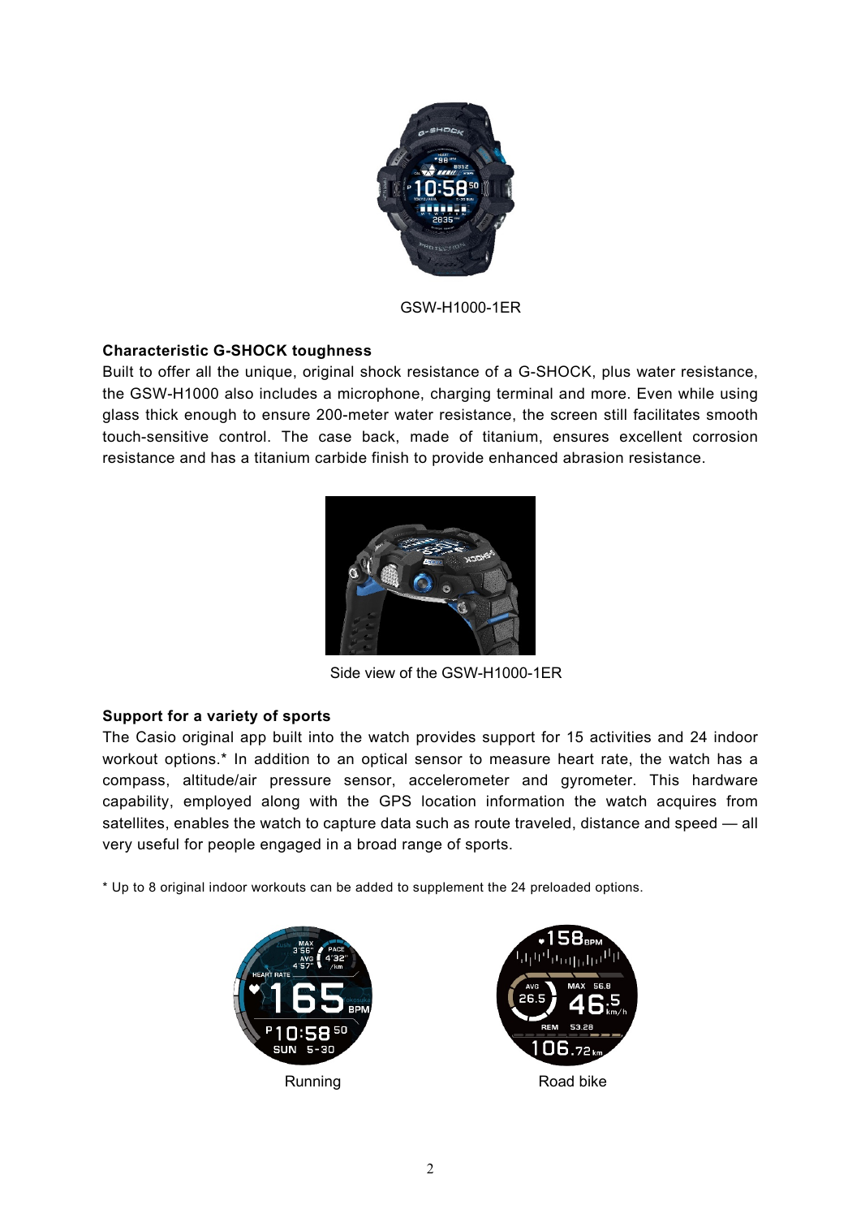GSW-H1000-1ER

**Characteristic G-SHOCK toughness**

Built to offer all the unique, original shock resistance of a G-SHOCK, plus water resistance, the GSW-H1000 also includes a microphone, charging terminal and more. Even while using glass thick enough to ensure 200-meter water resistance, the screen still facilitates smooth touch-sensitive control. The case back, made of titanium, ensures excellent corrosion resistance and has a titanium carbide finish to provide enhanced abrasion resistance.

Side view of the GSW-H1000-1ER

**Support for a variety of sports**

The Casio original app built into the watch provides support for 15 activities and 24 indoor workout options.* In addition to an optical sensor to measure heart rate, the watch has a compass, altitude/air pressure sensor, accelerometer and gyrometer. This hardware capability, employed along with the GPS location information the watch acquires from satellites, enables the watch to capture data such as route traveled, distance and speed — all very useful for people engaged in a broad range of sports.

* Up to 8 original indoor workouts can be added to supplement the 24 preloaded options.

Running

Road bike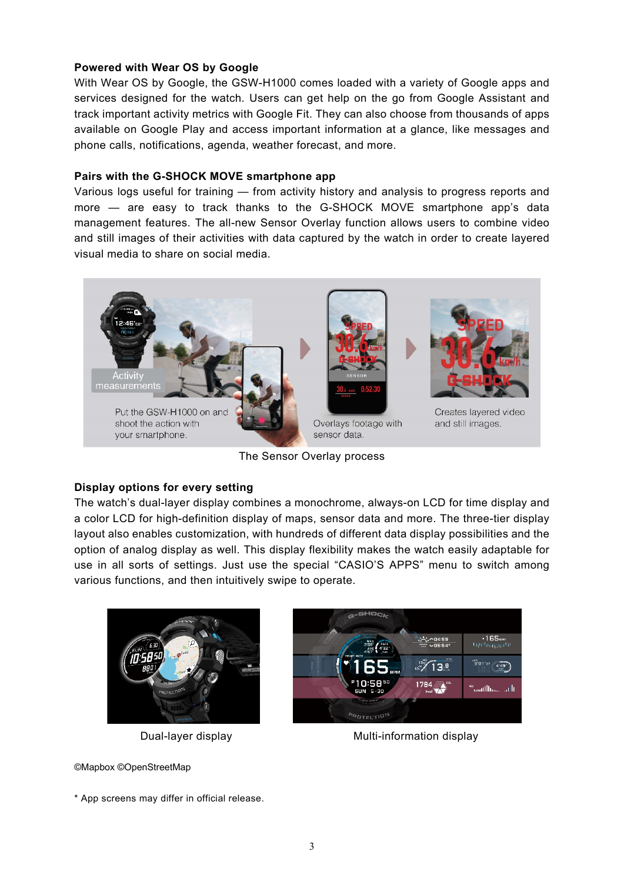**Powered with Wear OS by Google**

With Wear OS by Google, the GSW-H1000 comes loaded with a variety of Google apps and services designed for the watch. Users can get help on the go from Google Assistant and track important activity metrics with Google Fit. They can also choose from thousands of apps available on Google Play and access important information at a glance, like messages and phone calls, notifications, agenda, weather forecast, and more.

**Pairs with the G-SHOCK MOVE smartphone app**

Various logs useful for training — from activity history and analysis to progress reports and more — are easy to track thanks to the G-SHOCK MOVE smartphone app's data management features. The all-new Sensor Overlay function allows users to combine video and still images of their activities with data captured by the watch in order to create layered visual media to share on social media.

Activity measurements

Put the GSW-H1000 on and shoot the action with your smartphone.

Overlays footage with sensor data.

Creates layered video and still images.

The Sensor Overlay process

**Display options for every setting**

The watch's dual-layer display combines a monochrome, always-on LCD for time display and a color LCD for high-definition display of maps, sensor data and more. The three-tier display layout also enables customization, with hundreds of different data display possibilities and the option of analog display as well. This display flexibility makes the watch easily adaptable for use in all sorts of settings. Just use the special "CASIO'S APPS" menu to switch among various functions, and then intuitively swipe to operate.

Dual-layer display

Multi-information display

©Mapbox ©OpenStreetMap

* App screens may differ in official release.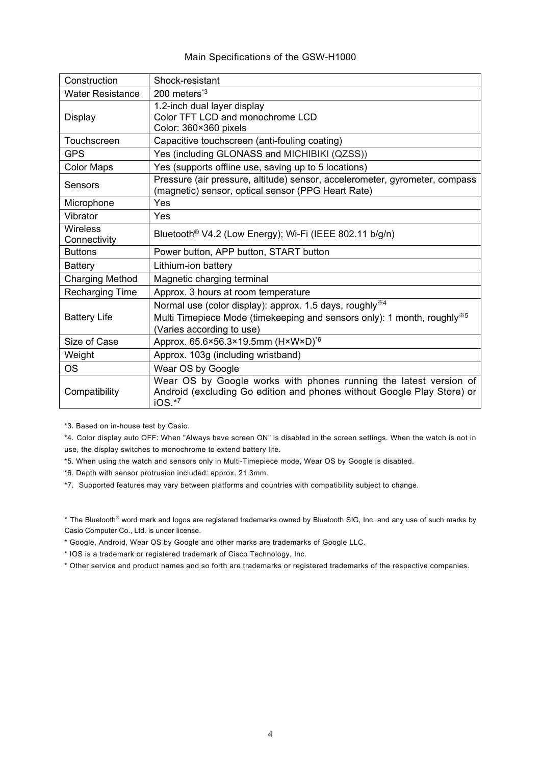# Main Specifications of the GSW-H1000

| | |
|---|---|
| Construction | Shock-resistant |
| Water Resistance | 200 meters*3 |
| Display | 1.2-inch dual layer display<br>Color TFT LCD and monochrome LCD<br>Color: 360×360 pixels |
| Touchscreen | Capacitive touchscreen (anti-fouling coating) |
| GPS | Yes (including GLONASS and MICHIBIKI (QZSS)) |
| Color Maps | Yes (supports offline use, saving up to 5 locations) |
| Sensors | Pressure (air pressure, altitude) sensor, accelerometer, gyrometer, compass (magnetic) sensor, optical sensor (PPG Heart Rate) |
| Microphone | Yes |
| Vibrator | Yes |
| Wireless Connectivity | Bluetooth® V4.2 (Low Energy); Wi-Fi (IEEE 802.11 b/g/n) |
| Buttons | Power button, APP button, START button |
| Battery | Lithium-ion battery |
| Charging Method | Magnetic charging terminal |
| Recharging Time | Approx. 3 hours at room temperature |
| Battery Life | Normal use (color display): approx. 1.5 days, roughly※4<br>Multi Timepiece Mode (timekeeping and sensors only): 1 month, roughly※5<br>(Varies according to use) |
| Size of Case | Approx. 65.6×56.3×19.5mm (H×W×D)*6 |
| Weight | Approx. 103g (including wristband) |
| OS | Wear OS by Google |
| Compatibility | Wear OS by Google works with phones running the latest version of Android (excluding Go edition and phones without Google Play Store) or iOS.*7 |

*3. Based on in-house test by Casio.

*4. Color display auto OFF: When "Always have screen ON" is disabled in the screen settings. When the watch is not in use, the display switches to monochrome to extend battery life.

*5. When using the watch and sensors only in Multi-Timepiece mode, Wear OS by Google is disabled.

*6. Depth with sensor protrusion included: approx. 21.3mm.

*7. Supported features may vary between platforms and countries with compatibility subject to change.

* The Bluetooth® word mark and logos are registered trademarks owned by Bluetooth SIG, Inc. and any use of such marks by Casio Computer Co., Ltd. is under license.

* Google, Android, Wear OS by Google and other marks are trademarks of Google LLC.

* IOS is a trademark or registered trademark of Cisco Technology, Inc.

* Other service and product names and so forth are trademarks or registered trademarks of the respective companies.